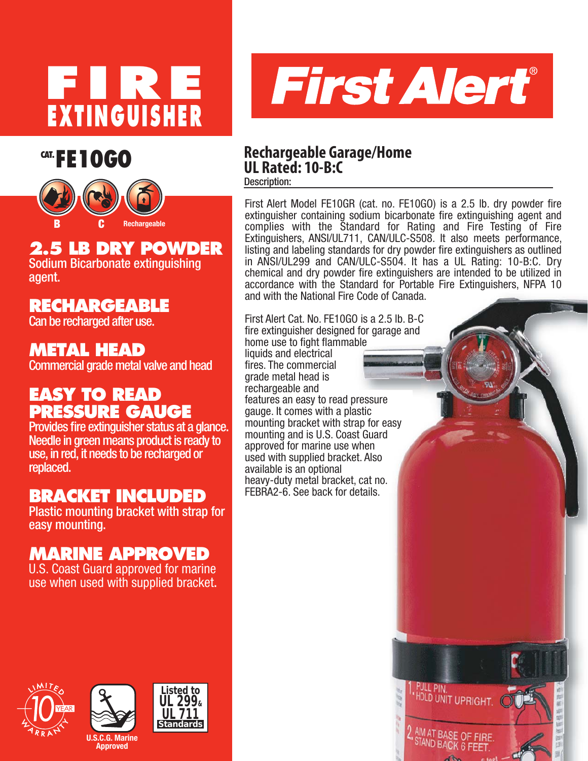# FIRE EXTINGUISHER

# First Alert®

## CAT. FE10GO

B C Rechargeable

### 2.5 LB DRY POWDER

Sodium Bicarbonate extinguishing agent.

### RECHARGEABLE

Can be recharged after use.

### METAL HEAD

Commercial grade metal valve and head

### EASY TO READ PRESSURE GAUGE

Provides fire extinguisher status at a glance. Needle in green means product is ready to use, in red, it needs to be recharged or replaced.

### BRACKET INCLUDED

Plastic mounting bracket with strap for easy mounting.

### MARINE APPROVED

U.S. Coast Guard approved for marine use when used with supplied bracket.

LIMITED 10 YEAR WARRANTY

U.S.C.G. Marine Approved

Listed to UL 299 & UL 711 Standards

## Rechargeable Garage/Home
## UL Rated: 10-B:C

**Description:**

First Alert Model FE10GR (cat. no. FE10GO) is a 2.5 lb. dry powder fire extinguisher containing sodium bicarbonate fire extinguishing agent and complies with the Standard for Rating and Fire Testing of Fire Extinguishers, ANSI/UL711, CAN/ULC-S508. It also meets performance, listing and labeling standards for dry powder fire extinguishers as outlined in ANSI/UL299 and CAN/ULC-S504. It has a UL Rating: 10-B:C. Dry chemical and dry powder fire extinguishers are intended to be utilized in accordance with the Standard for Portable Fire Extinguishers, NFPA 10 and with the National Fire Code of Canada.

First Alert Cat. No. FE10GO is a 2.5 lb. B-C fire extinguisher designed for garage and home use to fight flammable liquids and electrical fires. The commercial grade metal head is rechargeable and features an easy to read pressure gauge. It comes with a plastic mounting bracket with strap for easy mounting and is U.S. Coast Guard approved for marine use when used with supplied bracket. Also available is an optional heavy-duty metal bracket, cat no. FEBRA2-6. See back for details.

1. PULL PIN. HOLD UNIT UPRIGHT.
2. AIM AT BASE OF FIRE. STAND BACK 6 FEET.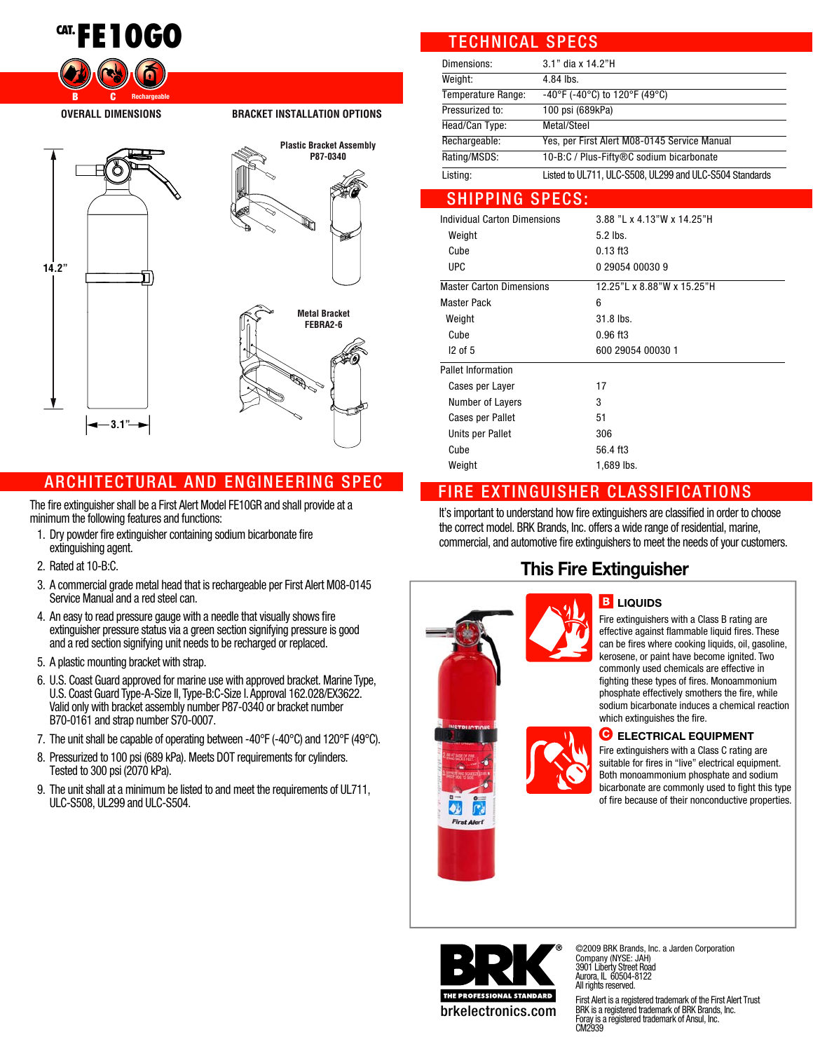# CAT. FE10GO

B C Rechargeable

**OVERALL DIMENSIONS**

14.2”

3.1”

**BRACKET INSTALLATION OPTIONS**

**Plastic Bracket Assembly P87-0340**

**Metal Bracket FEBRA2-6**

## TECHNICAL SPECS

| | |
|---|---|
| Dimensions: | 3.1” dia x 14.2”H |
| Weight: | 4.84 lbs. |
| Temperature Range: | -40°F (-40°C) to 120°F (49°C) |
| Pressurized to: | 100 psi (689kPa) |
| Head/Can Type: | Metal/Steel |
| Rechargeable: | Yes, per First Alert M08-0145 Service Manual |
| Rating/MSDS: | 10-B:C / Plus-Fifty®C sodium bicarbonate |
| Listing: | Listed to UL711, ULC-S508, UL299 and ULC-S504 Standards |

## SHIPPING SPECS:

| | |
|---|---|
| Individual Carton Dimensions | 3.88 ”L x 4.13”W x 14.25”H |
| Weight | 5.2 lbs. |
| Cube | 0.13 ft3 |
| UPC | 0 29054 00030 9 |
| Master Carton Dimensions | 12.25”L x 8.88”W x 15.25”H |
| Master Pack | 6 |
| Weight | 31.8 lbs. |
| Cube | 0.96 ft3 |
| I2 of 5 | 600 29054 00030 1 |
| Pallet Information | |
| Cases per Layer | 17 |
| Number of Layers | 3 |
| Cases per Pallet | 51 |
| Units per Pallet | 306 |
| Cube | 56.4 ft3 |
| Weight | 1,689 lbs. |

## ARCHITECTURAL AND ENGINEERING SPEC

The fire extinguisher shall be a First Alert Model FE10GR and shall provide at a minimum the following features and functions:

1. Dry powder fire extinguisher containing sodium bicarbonate fire extinguishing agent.
2. Rated at 10-B:C.
3. A commercial grade metal head that is rechargeable per First Alert M08-0145 Service Manual and a red steel can.
4. An easy to read pressure gauge with a needle that visually shows fire extinguisher pressure status via a green section signifying pressure is good and a red section signifying unit needs to be recharged or replaced.
5. A plastic mounting bracket with strap.
6. U.S. Coast Guard approved for marine use with approved bracket. Marine Type, U.S. Coast Guard Type-A-Size II, Type-B:C-Size I. Approval 162.028/EX3622. Valid only with bracket assembly number P87-0340 or bracket number B70-0161 and strap number S70-0007.
7. The unit shall be capable of operating between -40°F (-40°C) and 120°F (49°C).
8. Pressurized to 100 psi (689 kPa). Meets DOT requirements for cylinders. Tested to 300 psi (2070 kPa).
9. The unit shall at a minimum be listed to and meet the requirements of UL711, ULC-S508, UL299 and ULC-S504.

## FIRE EXTINGUISHER CLASSIFICATIONS

It’s important to understand how fire extinguishers are classified in order to choose the correct model. BRK Brands, Inc. offers a wide range of residential, marine, commercial, and automotive fire extinguishers to meet the needs of your customers.

### This Fire Extinguisher

**B LIQUIDS**

Fire extinguishers with a Class B rating are effective against flammable liquid fires. These can be fires where cooking liquids, oil, gasoline, kerosene, or paint have become ignited. Two commonly used chemicals are effective in fighting these types of fires. Monoammonium phosphate effectively smothers the fire, while sodium bicarbonate induces a chemical reaction which extinguishes the fire.

**C ELECTRICAL EQUIPMENT**

Fire extinguishers with a Class C rating are suitable for fires in “live” electrical equipment. Both monoammonium phosphate and sodium bicarbonate are commonly used to fight this type of fire because of their nonconductive properties.

BRK® THE PROFESSIONAL STANDARD
brkelectronics.com

©2009 BRK Brands, Inc. a Jarden Corporation Company (NYSE: JAH)
3901 Liberty Street Road
Aurora, IL 60504-8122
All rights reserved.

First Alert is a registered trademark of the First Alert Trust
BRK is a registered trademark of BRK Brands, Inc.
Foray is a registered trademark of Ansul, Inc.
CM2939